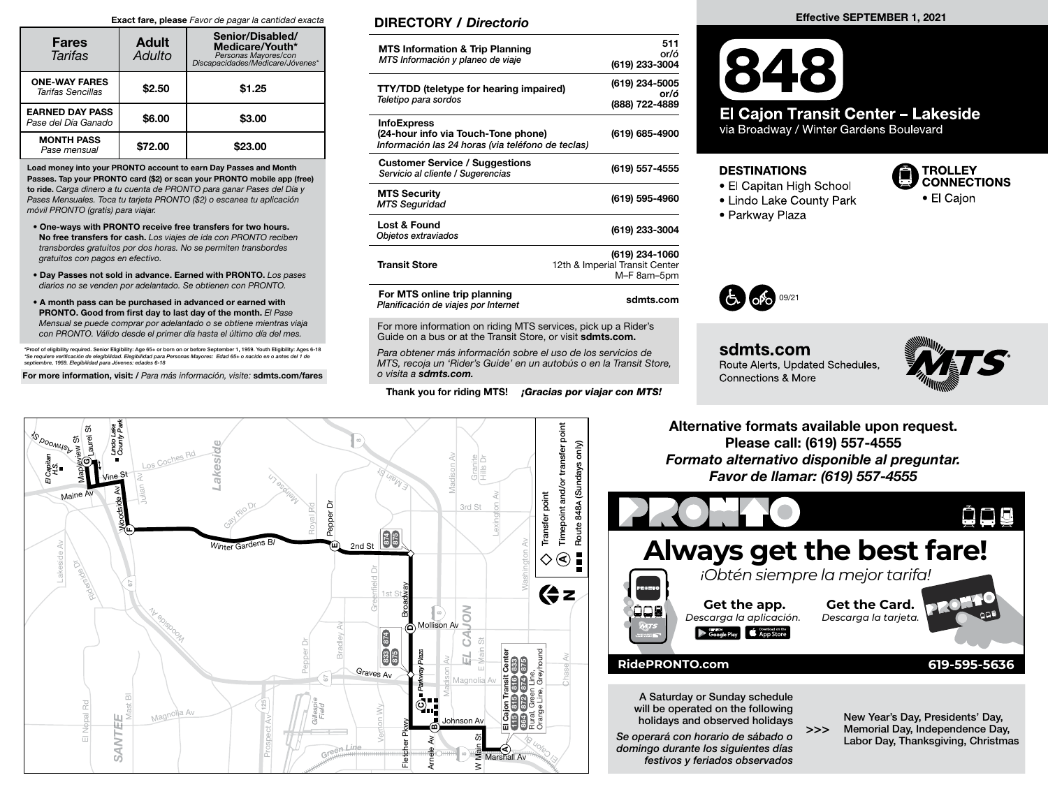**Exact fare, please** *Favor de pagar la cantidad exacta*

| Fares *Tarifas* | Adult *Adulto* | Senior/Disabled/ Medicare/Youth* *Personas Mayores/con Discapacidades/Medicare/Jóvenes** |
|---|---|---|
| **ONE-WAY FARES** *Tarifas Sencillas* | $2.50 | $1.25 |
| **EARNED DAY PASS** *Pase del Día Ganado* | $6.00 | $3.00 |
| **MONTH PASS** *Pase mensual* | $72.00 | $23.00 |

**Load money into your PRONTO account to earn Day Passes and Month Passes. Tap your PRONTO card ($2) or scan your PRONTO mobile app (free) to ride.** *Carga dinero a tu cuenta de PRONTO para ganar Pases del Día y Pases Mensuales. Toca tu tarjeta PRONTO ($2) o escanea tu aplicación móvil PRONTO (gratis) para viajar.*

- **One-ways with PRONTO receive free transfers for two hours. No free transfers for cash.** *Los viajes de ida con PRONTO reciben transbordes gratuitos por dos horas. No se permiten transbordes gratuitos con pagos en efectivo.*
- **Day Passes not sold in advance. Earned with PRONTO.** *Los pases diarios no se venden por adelantado. Se obtienen con PRONTO.*
- **A month pass can be purchased in advance or earned with PRONTO. Good from first day to last day of the month.** *El Pase Mensual se puede comprar por adelantado o se obtiene mientras viaja con PRONTO. Válido desde el primer día hasta el último día del mes.*

*Proof of eligibility required. Senior Eligibility: Age 65+ or born on or before September 1, 1959. Youth Eligibility: Ages 6-18
*Se requiere verificación de elegibilidad. Elegibilidad para Personas Mayores: Edad 65+ o nacido en o antes del 1 de septiembre, 1959. Elegibilidad para Jóvenes: edades 6-18

**For more information, visit: /** *Para más información, visite:* **sdmts.com/fares**

## DIRECTORY / *Directorio*

| | |
|---|---|
| **MTS Information & Trip Planning** *MTS Información y planeo de viaje* | 511 or/ó (619) 233-3004 |
| **TTY/TDD (teletype for hearing impaired)** *Teletipo para sordos* | (619) 234-5005 or/ó (888) 722-4889 |
| **InfoExpress (24-hour info via Touch-Tone phone)** *Información las 24 horas (via teléfono de teclas)* | (619) 685-4900 |
| **Customer Service / Suggestions** *Servicio al cliente / Sugerencias* | (619) 557-4555 |
| **MTS Security** *MTS Seguridad* | (619) 595-4960 |
| **Lost & Found** *Objetos extraviados* | (619) 233-3004 |
| **Transit Store** | (619) 234-1060 12th & Imperial Transit Center M–F 8am–5pm |
| **For MTS online trip planning** *Planificación de viajes por Internet* | sdmts.com |

For more information on riding MTS services, pick up a Rider's Guide on a bus or at the Transit Store, or visit **sdmts.com.**

*Para obtener más información sobre el uso de los servicios de MTS, recoja un 'Rider's Guide' en un autobús o en la Transit Store, o visita a **sdmts.com.***

**Thank you for riding MTS!** ***¡Gracias por viajar con MTS!***

**Effective SEPTEMBER 1, 2021**

# 848

## El Cajon Transit Center – Lakeside

via Broadway / Winter Gardens Boulevard

### DESTINATIONS
- El Capitan High School
- Lindo Lake County Park
- Parkway Plaza

### TROLLEY CONNECTIONS
- El Cajon

09/21

**sdmts.com**
Route Alerts, Updated Schedules, Connections & More

Transfer point
Ⓐ Timepoint and/or transfer point
Route 848A (Sundays only)

**Alternative formats available upon request. Please call: (619) 557-4555**
***Formato alternativo disponible al preguntar. Favor de llamar: (619) 557-4555***

# PRONTO
## Always get the best fare!
*¡Obtén siempre la mejor tarifa!*

**Get the app.** *Descarga la aplicación.*

**Get the Card.** *Descarga la tarjeta.*

**RidePRONTO.com** **619-595-5636**

A Saturday or Sunday schedule will be operated on the following holidays and observed holidays
*Se operará con horario de sábado o domingo durante los siguientes días festivos y feriados observados*
>>>
New Year's Day, Presidents' Day, Memorial Day, Independence Day, Labor Day, Thanksgiving, Christmas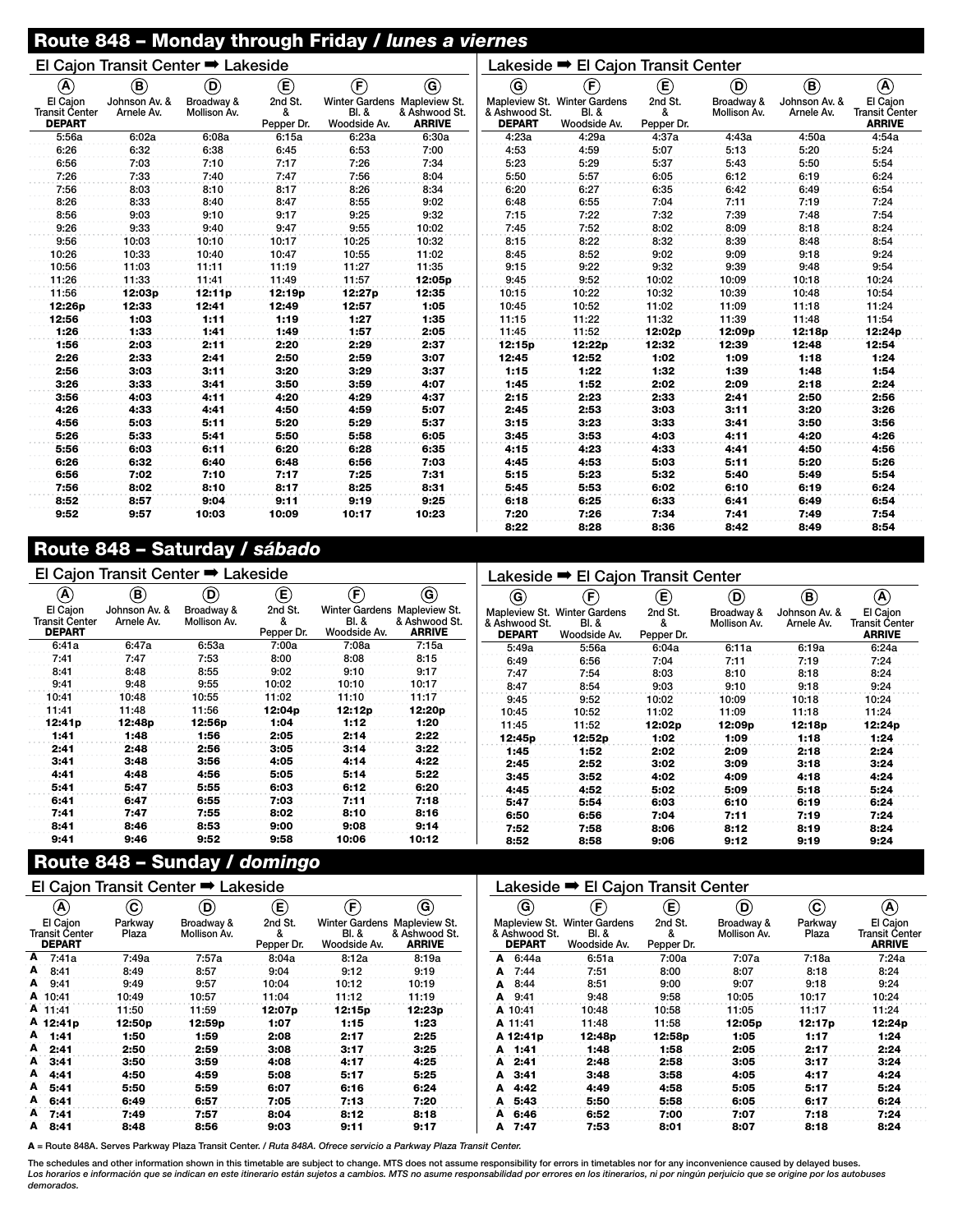## Route 848 – Monday through Friday / *lunes a viernes*

### El Cajon Transit Center ➡ Lakeside

| (A) El Cajon Transit Center DEPART | (B) Johnson Av. & Arnele Av. | (D) Broadway & Mollison Av. | (E) 2nd St. & Pepper Dr. | (F) Winter Gardens Bl. & Woodside Av. | (G) Mapleview St. & Ashwood St. ARRIVE |
|---|---|---|---|---|---|
| 5:56a | 6:02a | 6:08a | 6:15a | 6:23a | 6:30a |
| 6:26 | 6:32 | 6:38 | 6:45 | 6:53 | 7:00 |
| 6:56 | 7:03 | 7:10 | 7:17 | 7:26 | 7:34 |
| 7:26 | 7:33 | 7:40 | 7:47 | 7:56 | 8:04 |
| 7:56 | 8:03 | 8:10 | 8:17 | 8:26 | 8:34 |
| 8:26 | 8:33 | 8:40 | 8:47 | 8:55 | 9:02 |
| 8:56 | 9:03 | 9:10 | 9:17 | 9:25 | 9:32 |
| 9:26 | 9:33 | 9:40 | 9:47 | 9:55 | 10:02 |
| 9:56 | 10:03 | 10:10 | 10:17 | 10:25 | 10:32 |
| 10:26 | 10:33 | 10:40 | 10:47 | 10:55 | 11:02 |
| 10:56 | 11:03 | 11:11 | 11:19 | 11:27 | 11:35 |
| 11:26 | 11:33 | 11:41 | 11:49 | 11:57 | **12:05p** |
| 11:56 | **12:03p** | **12:11p** | **12:19p** | **12:27p** | **12:35** |
| **12:26p** | **12:33** | **12:41** | **12:49** | **12:57** | **1:05** |
| **12:56** | **1:03** | **1:11** | **1:19** | **1:27** | **1:35** |
| **1:26** | **1:33** | **1:41** | **1:49** | **1:57** | **2:05** |
| **1:56** | **2:03** | **2:11** | **2:20** | **2:29** | **2:37** |
| **2:26** | **2:33** | **2:41** | **2:50** | **2:59** | **3:07** |
| **2:56** | **3:03** | **3:11** | **3:20** | **3:29** | **3:37** |
| **3:26** | **3:33** | **3:41** | **3:50** | **3:59** | **4:07** |
| **3:56** | **4:03** | **4:11** | **4:20** | **4:29** | **4:37** |
| **4:26** | **4:33** | **4:41** | **4:50** | **4:59** | **5:07** |
| **4:56** | **5:03** | **5:11** | **5:20** | **5:29** | **5:37** |
| **5:26** | **5:33** | **5:41** | **5:50** | **5:58** | **6:05** |
| **5:56** | **6:03** | **6:11** | **6:20** | **6:28** | **6:35** |
| **6:26** | **6:32** | **6:40** | **6:48** | **6:56** | **7:03** |
| **6:56** | **7:02** | **7:10** | **7:17** | **7:25** | **7:31** |
| **7:56** | **8:02** | **8:10** | **8:17** | **8:25** | **8:31** |
| **8:52** | **8:57** | **9:04** | **9:11** | **9:19** | **9:25** |
| **9:52** | **9:57** | **10:03** | **10:09** | **10:17** | **10:23** |

### Lakeside ➡ El Cajon Transit Center

| (G) Mapleview St. & Ashwood St. DEPART | (F) Winter Gardens Bl. & Woodside Av. | (E) 2nd St. & Pepper Dr. | (D) Broadway & Mollison Av. | (B) Johnson Av. & Arnele Av. | (A) El Cajon Transit Center ARRIVE |
|---|---|---|---|---|---|
| 4:23a | 4:29a | 4:37a | 4:43a | 4:50a | 4:54a |
| 4:53 | 4:59 | 5:07 | 5:13 | 5:20 | 5:24 |
| 5:23 | 5:29 | 5:37 | 5:43 | 5:50 | 5:54 |
| 5:50 | 5:57 | 6:05 | 6:12 | 6:19 | 6:24 |
| 6:20 | 6:27 | 6:35 | 6:42 | 6:49 | 6:54 |
| 6:48 | 6:55 | 7:04 | 7:11 | 7:19 | 7:24 |
| 7:15 | 7:22 | 7:32 | 7:39 | 7:48 | 7:54 |
| 7:45 | 7:52 | 8:02 | 8:09 | 8:18 | 8:24 |
| 8:15 | 8:22 | 8:32 | 8:39 | 8:48 | 8:54 |
| 8:45 | 8:52 | 9:02 | 9:09 | 9:18 | 9:24 |
| 9:15 | 9:22 | 9:32 | 9:39 | 9:48 | 9:54 |
| 9:45 | 9:52 | 10:02 | 10:09 | 10:18 | 10:24 |
| 10:15 | 10:22 | 10:32 | 10:39 | 10:48 | 10:54 |
| 10:45 | 10:52 | 11:02 | 11:09 | 11:18 | 11:24 |
| 11:15 | 11:22 | 11:32 | 11:39 | 11:48 | 11:54 |
| 11:45 | 11:52 | **12:02p** | **12:09p** | **12:18p** | **12:24p** |
| **12:15p** | **12:22p** | **12:32** | **12:39** | **12:48** | **12:54** |
| **12:45** | **12:52** | **1:02** | **1:09** | **1:18** | **1:24** |
| **1:15** | **1:22** | **1:32** | **1:39** | **1:48** | **1:54** |
| **1:45** | **1:52** | **2:02** | **2:09** | **2:18** | **2:24** |
| **2:15** | **2:23** | **2:33** | **2:41** | **2:50** | **2:56** |
| **2:45** | **2:53** | **3:03** | **3:11** | **3:20** | **3:26** |
| **3:15** | **3:23** | **3:33** | **3:41** | **3:50** | **3:56** |
| **3:45** | **3:53** | **4:03** | **4:11** | **4:20** | **4:26** |
| **4:15** | **4:23** | **4:33** | **4:41** | **4:50** | **4:56** |
| **4:45** | **4:53** | **5:03** | **5:11** | **5:20** | **5:26** |
| **5:15** | **5:23** | **5:32** | **5:40** | **5:49** | **5:54** |
| **5:45** | **5:53** | **6:02** | **6:10** | **6:19** | **6:24** |
| **6:18** | **6:25** | **6:33** | **6:41** | **6:49** | **6:54** |
| **7:20** | **7:26** | **7:34** | **7:41** | **7:49** | **7:54** |
| **8:22** | **8:28** | **8:36** | **8:42** | **8:49** | **8:54** |

## Route 848 – Saturday / *sábado*

### El Cajon Transit Center ➡ Lakeside

| (A) El Cajon Transit Center DEPART | (B) Johnson Av. & Arnele Av. | (D) Broadway & Mollison Av. | (E) 2nd St. & Pepper Dr. | (F) Winter Gardens Bl. & Woodside Av. | (G) Mapleview St. & Ashwood St. ARRIVE |
|---|---|---|---|---|---|
| 6:41a | 6:47a | 6:53a | 7:00a | 7:08a | 7:15a |
| 7:41 | 7:47 | 7:53 | 8:00 | 8:08 | 8:15 |
| 8:41 | 8:48 | 8:55 | 9:02 | 9:10 | 9:17 |
| 9:41 | 9:48 | 9:55 | 10:02 | 10:10 | 10:17 |
| 10:41 | 10:48 | 10:55 | 11:02 | 11:10 | 11:17 |
| 11:41 | 11:48 | 11:56 | **12:04p** | **12:12p** | **12:20p** |
| **12:41p** | **12:48p** | **12:56p** | **1:04** | **1:12** | **1:20** |
| **1:41** | **1:48** | **1:56** | **2:05** | **2:14** | **2:22** |
| **2:41** | **2:48** | **2:56** | **3:05** | **3:14** | **3:22** |
| **3:41** | **3:48** | **3:56** | **4:05** | **4:14** | **4:22** |
| **4:41** | **4:48** | **4:56** | **5:05** | **5:14** | **5:22** |
| **5:41** | **5:47** | **5:55** | **6:03** | **6:12** | **6:20** |
| **6:41** | **6:47** | **6:55** | **7:03** | **7:11** | **7:18** |
| **7:41** | **7:47** | **7:55** | **8:02** | **8:10** | **8:16** |
| **8:41** | **8:46** | **8:53** | **9:00** | **9:08** | **9:14** |
| **9:41** | **9:46** | **9:52** | **9:58** | **10:06** | **10:12** |

### Lakeside ➡ El Cajon Transit Center

| (G) Mapleview St. & Ashwood St. DEPART | (F) Winter Gardens Bl. & Woodside Av. | (E) 2nd St. & Pepper Dr. | (D) Broadway & Mollison Av. | (B) Johnson Av. & Arnele Av. | (A) El Cajon Transit Center ARRIVE |
|---|---|---|---|---|---|
| 5:49a | 5:56a | 6:04a | 6:11a | 6:19a | 6:24a |
| 6:49 | 6:56 | 7:04 | 7:11 | 7:19 | 7:24 |
| 7:47 | 7:54 | 8:03 | 8:10 | 8:18 | 8:24 |
| 8:47 | 8:54 | 9:03 | 9:10 | 9:18 | 9:24 |
| 9:45 | 9:52 | 10:02 | 10:09 | 10:18 | 10:24 |
| 10:45 | 10:52 | 11:02 | 11:09 | 11:18 | 11:24 |
| 11:45 | 11:52 | **12:02p** | **12:09p** | **12:18p** | **12:24p** |
| **12:45p** | **12:52p** | **1:02** | **1:09** | **1:18** | **1:24** |
| **1:45** | **1:52** | **2:02** | **2:09** | **2:18** | **2:24** |
| **2:45** | **2:52** | **3:02** | **3:09** | **3:18** | **3:24** |
| **3:45** | **3:52** | **4:02** | **4:09** | **4:18** | **4:24** |
| **4:45** | **4:52** | **5:02** | **5:09** | **5:18** | **5:24** |
| **5:47** | **5:54** | **6:03** | **6:10** | **6:19** | **6:24** |
| **6:50** | **6:56** | **7:04** | **7:11** | **7:19** | **7:24** |
| **7:52** | **7:58** | **8:06** | **8:12** | **8:19** | **8:24** |
| **8:52** | **8:58** | **9:06** | **9:12** | **9:19** | **9:24** |

## Route 848 – Sunday / *domingo*

### El Cajon Transit Center ➡ Lakeside

| (A) El Cajon Transit Center DEPART | (C) Parkway Plaza | (D) Broadway & Mollison Av. | (E) 2nd St. & Pepper Dr. | (F) Winter Gardens Bl. & Woodside Av. | (G) Mapleview St. & Ashwood St. ARRIVE |
|---|---|---|---|---|---|
| A 7:41a | 7:49a | 7:57a | 8:04a | 8:12a | 8:19a |
| A 8:41 | 8:49 | 8:57 | 9:04 | 9:12 | 9:19 |
| A 9:41 | 9:49 | 9:57 | 10:04 | 10:12 | 10:19 |
| A 10:41 | 10:49 | 10:57 | 11:04 | 11:12 | 11:19 |
| A 11:41 | 11:50 | 11:59 | **12:07p** | **12:15p** | **12:23p** |
| A **12:41p** | **12:50p** | **12:59p** | **1:07** | **1:15** | **1:23** |
| A **1:41** | **1:50** | **1:59** | **2:08** | **2:17** | **2:25** |
| A **2:41** | **2:50** | **2:59** | **3:08** | **3:17** | **3:25** |
| A **3:41** | **3:50** | **3:59** | **4:08** | **4:17** | **4:25** |
| A **4:41** | **4:50** | **4:59** | **5:08** | **5:17** | **5:25** |
| A **5:41** | **5:50** | **5:59** | **6:07** | **6:16** | **6:24** |
| A **6:41** | **6:49** | **6:57** | **7:05** | **7:13** | **7:20** |
| A **7:41** | **7:49** | **7:57** | **8:04** | **8:12** | **8:18** |
| A **8:41** | **8:48** | **8:56** | **9:03** | **9:11** | **9:17** |

### Lakeside ➡ El Cajon Transit Center

| (G) Mapleview St. & Ashwood St. DEPART | (F) Winter Gardens Bl. & Woodside Av. | (E) 2nd St. & Pepper Dr. | (D) Broadway & Mollison Av. | (C) Parkway Plaza | (A) El Cajon Transit Center ARRIVE |
|---|---|---|---|---|---|
| A 6:44a | 6:51a | 7:00a | 7:07a | 7:18a | 7:24a |
| A 7:44 | 7:51 | 8:00 | 8:07 | 8:18 | 8:24 |
| A 8:44 | 8:51 | 9:00 | 9:07 | 9:18 | 9:24 |
| A 9:41 | 9:48 | 9:58 | 10:05 | 10:17 | 10:24 |
| A 10:41 | 10:48 | 10:58 | 11:05 | 11:17 | 11:24 |
| A 11:41 | 11:48 | 11:58 | **12:05p** | **12:17p** | **12:24p** |
| A 12:41p | 12:48p | 12:58p | **1:05** | **1:17** | **1:24** |
| A **1:41** | **1:48** | **1:58** | **2:05** | **2:17** | **2:24** |
| A **2:41** | **2:48** | **2:58** | **3:05** | **3:17** | **3:24** |
| A **3:41** | **3:48** | **3:58** | **4:05** | **4:17** | **4:24** |
| A **4:42** | **4:49** | **4:58** | **5:05** | **5:17** | **5:24** |
| A **5:43** | **5:50** | **5:58** | **6:05** | **6:17** | **6:24** |
| A **6:46** | **6:52** | **7:00** | **7:07** | **7:18** | **7:24** |
| A **7:47** | **7:53** | **8:01** | **8:07** | **8:18** | **8:24** |

**A** = Route 848A. Serves Parkway Plaza Transit Center. / *Ruta 848A. Ofrece servicio a Parkway Plaza Transit Center.*

The schedules and other information shown in this timetable are subject to change. MTS does not assume responsibility for errors in timetables nor for any inconvenience caused by delayed buses.
*Los horarios e información que se indican en este itinerario están sujetos a cambios. MTS no asume responsabilidad por errores en los itinerarios, ni por ningún perjuicio que se origine por los autobuses demorados.*